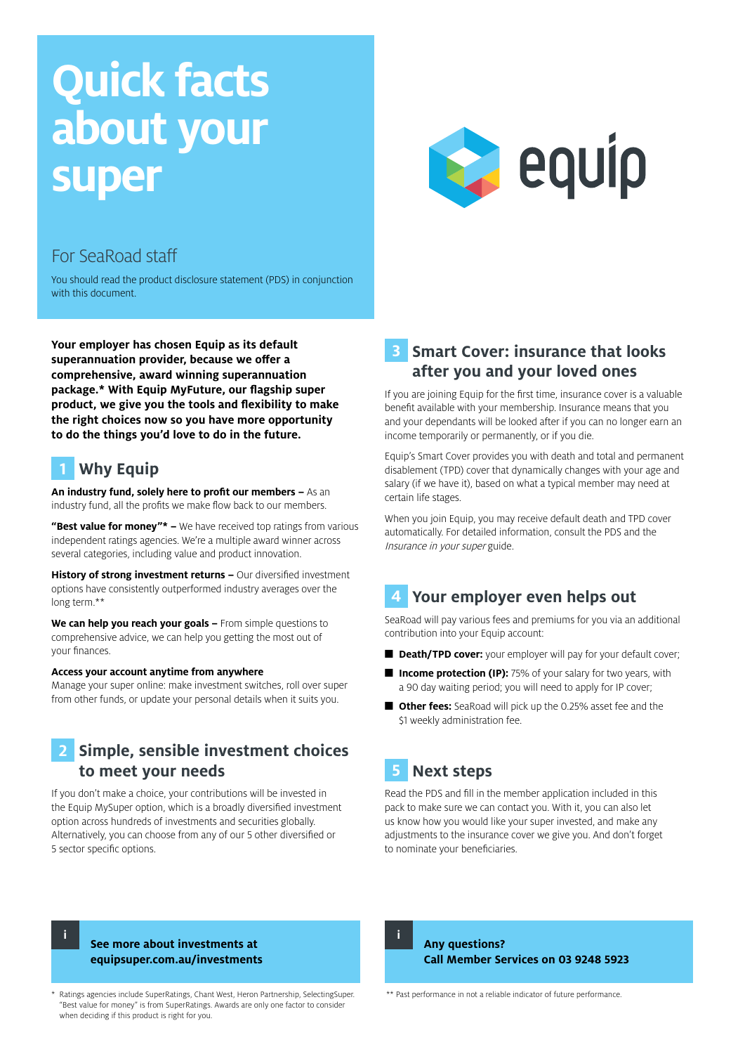# Quick facts about your super

## For SeaRoad staff

You should read the product disclosure statement (PDS) in conjunction with this document.

**Your employer has chosen Equip as its default superannuation provider, because we offer a comprehensive, award winning superannuation package.* With Equip MyFuture, our flagship super product, we give you the tools and flexibility to make the right choices now so you have more opportunity to do the things you'd love to do in the future.**

## 1 Why Equip

**An industry fund, solely here to profit our members –** As an industry fund, all the profits we make flow back to our members.

**"Best value for money"* –** We have received top ratings from various independent ratings agencies. We're a multiple award winner across several categories, including value and product innovation.

**History of strong investment returns –** Our diversified investment options have consistently outperformed industry averages over the long term.**

**We can help you reach your goals –** From simple questions to comprehensive advice, we can help you getting the most out of your finances.

**Access your account anytime from anywhere**
Manage your super online: make investment switches, roll over super from other funds, or update your personal details when it suits you.

## 2 Simple, sensible investment choices to meet your needs

If you don't make a choice, your contributions will be invested in the Equip MySuper option, which is a broadly diversified investment option across hundreds of investments and securities globally. Alternatively, you can choose from any of our 5 other diversified or 5 sector specific options.

## 3 Smart Cover: insurance that looks after you and your loved ones

If you are joining Equip for the first time, insurance cover is a valuable benefit available with your membership. Insurance means that you and your dependants will be looked after if you can no longer earn an income temporarily or permanently, or if you die.

Equip's Smart Cover provides you with death and total and permanent disablement (TPD) cover that dynamically changes with your age and salary (if we have it), based on what a typical member may need at certain life stages.

When you join Equip, you may receive default death and TPD cover automatically. For detailed information, consult the PDS and the *Insurance in your super* guide.

## 4 Your employer even helps out

SeaRoad will pay various fees and premiums for you via an additional contribution into your Equip account:

- **Death/TPD cover:** your employer will pay for your default cover;
- **Income protection (IP):** 75% of your salary for two years, with a 90 day waiting period; you will need to apply for IP cover;
- **Other fees:** SeaRoad will pick up the 0.25% asset fee and the $1 weekly administration fee.

## 5 Next steps

Read the PDS and fill in the member application included in this pack to make sure we can contact you. With it, you can also let us know how you would like your super invested, and make any adjustments to the insurance cover we give you. And don't forget to nominate your beneficiaries.

**See more about investments at equipsuper.com.au/investments**

**Any questions?**
**Call Member Services on 03 9248 5923**

\* Ratings agencies include SuperRatings, Chant West, Heron Partnership, SelectingSuper. "Best value for money" is from SuperRatings. Awards are only one factor to consider when deciding if this product is right for you.

** Past performance in not a reliable indicator of future performance.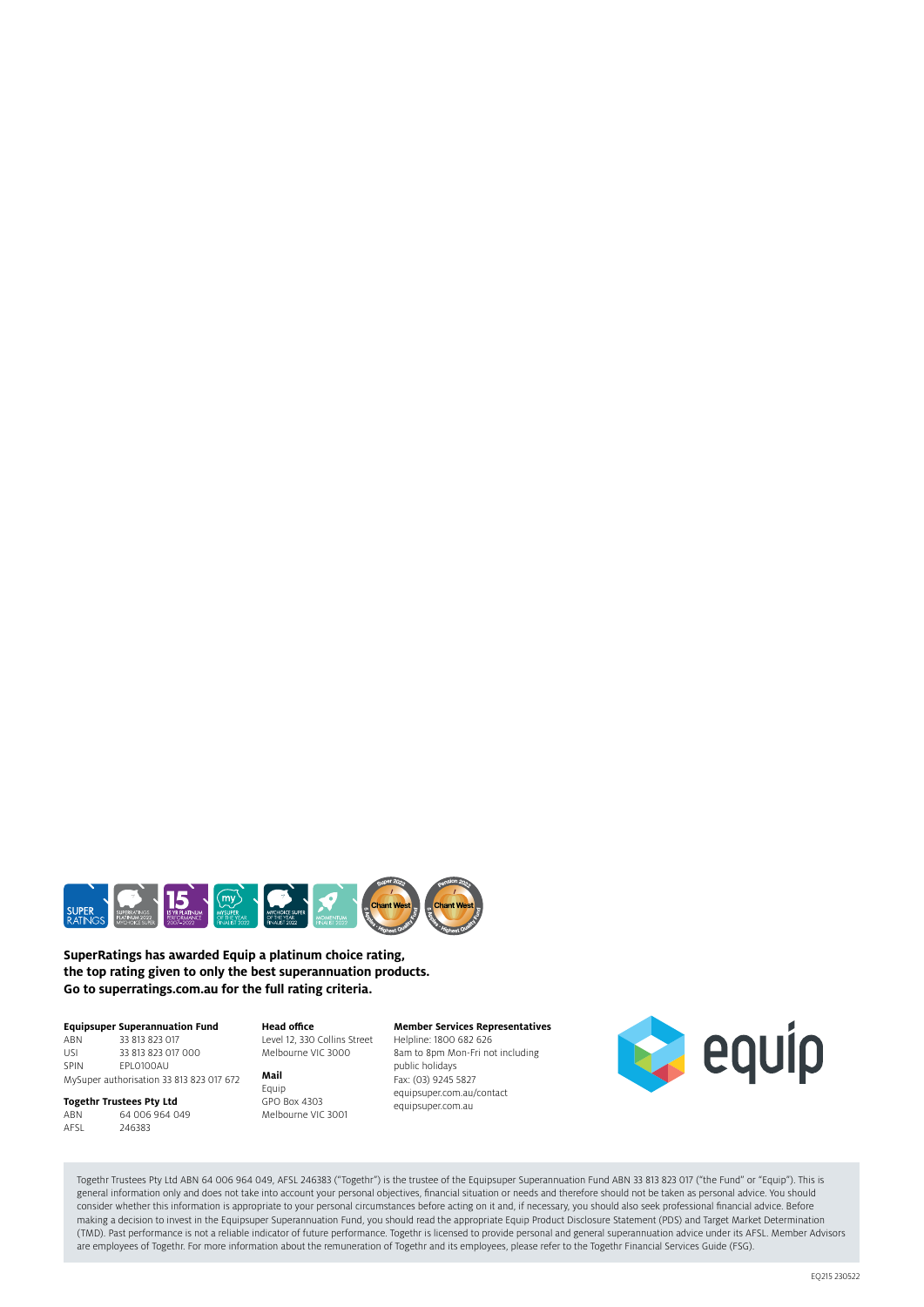**SuperRatings has awarded Equip a platinum choice rating, the top rating given to only the best superannuation products. Go to superratings.com.au for the full rating criteria.**

**Equipsuper Superannuation Fund**

| | |
|---|---|
| ABN | 33 813 823 017 |
| USI | 33 813 823 017 000 |
| SPIN | EPL0100AU |

MySuper authorisation 33 813 823 017 672

**Togethr Trustees Pty Ltd**

| | |
|---|---|
| ABN | 64 006 964 049 |
| AFSL | 246383 |

**Head office**
Level 12, 330 Collins Street
Melbourne VIC 3000

**Mail**
Equip
GPO Box 4303
Melbourne VIC 3001

**Member Services Representatives**
Helpline: 1800 682 626
8am to 8pm Mon-Fri not including public holidays
Fax: (03) 9245 5827
equipsuper.com.au/contact
equipsuper.com.au

Togethr Trustees Pty Ltd ABN 64 006 964 049, AFSL 246383 ("Togethr") is the trustee of the Equipsuper Superannuation Fund ABN 33 813 823 017 ("the Fund" or "Equip"). This is general information only and does not take into account your personal objectives, financial situation or needs and therefore should not be taken as personal advice. You should consider whether this information is appropriate to your personal circumstances before acting on it and, if necessary, you should also seek professional financial advice. Before making a decision to invest in the Equipsuper Superannuation Fund, you should read the appropriate Equip Product Disclosure Statement (PDS) and Target Market Determination (TMD). Past performance is not a reliable indicator of future performance. Togethr is licensed to provide personal and general superannuation advice under its AFSL. Member Advisors are employees of Togethr. For more information about the remuneration of Togethr and its employees, please refer to the Togethr Financial Services Guide (FSG).

EQ215 230522